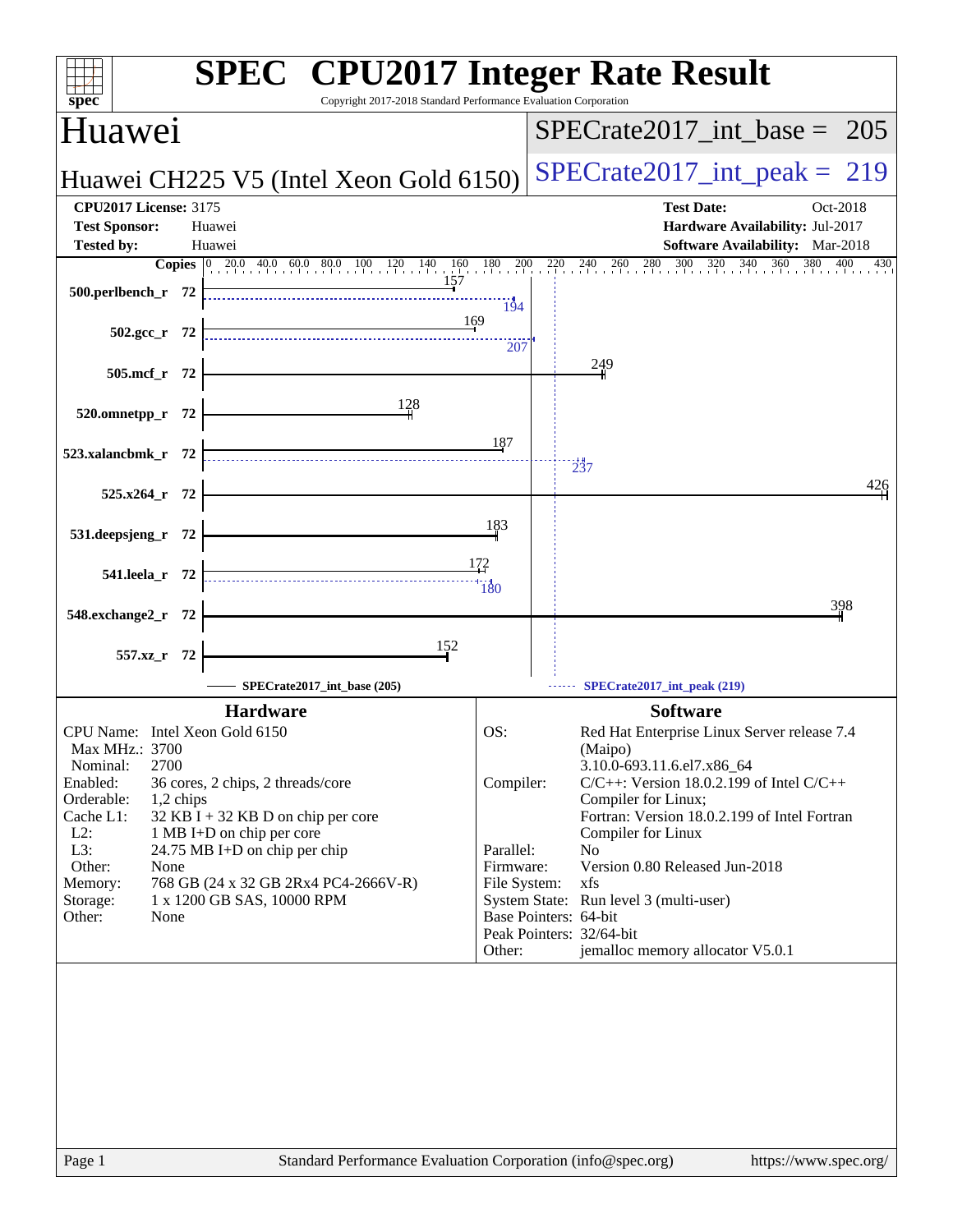# SPEC CPU2017 Integer Rate Result

Copyright 2017-2018 Standard Performance Evaluation Corporation

## Huawei

**Huawei CH225 V5 (Intel Xeon Gold 6150)**

SPECrate2017_int_base = 205

SPECrate2017_int_peak = 219

| | | | |
|---|---|---|---|
| **CPU2017 License:** | 3175 | **Test Date:** | Oct-2018 |
| **Test Sponsor:** | Huawei | **Hardware Availability:** | Jul-2017 |
| **Tested by:** | Huawei | **Software Availability:** | Mar-2018 |

| Benchmark | Copies | Base | Peak |
|---|---|---|---|
| 500.perlbench_r | 72 | 157 | 194 |
| 502.gcc_r | 72 | 169 | 207 |
| 505.mcf_r | 72 | 249 | |
| 520.omnetpp_r | 72 | 128 | |
| 523.xalancbmk_r | 72 | 187 | 237 |
| 525.x264_r | 72 | 426 | |
| 531.deepsjeng_r | 72 | 183 | |
| 541.leela_r | 72 | 172 | 180 |
| 548.exchange2_r | 72 | 398 | |
| 557.xz_r | 72 | 152 | |

SPECrate2017_int_base (205) ------ SPECrate2017_int_peak (219)

### Hardware

| | |
|---|---|
| CPU Name: | Intel Xeon Gold 6150 |
| Max MHz.: | 3700 |
| Nominal: | 2700 |
| Enabled: | 36 cores, 2 chips, 2 threads/core |
| Orderable: | 1,2 chips |
| Cache L1: | 32 KB I + 32 KB D on chip per core |
| L2: | 1 MB I+D on chip per core |
| L3: | 24.75 MB I+D on chip per chip |
| Other: | None |
| Memory: | 768 GB (24 x 32 GB 2Rx4 PC4-2666V-R) |
| Storage: | 1 x 1200 GB SAS, 10000 RPM |
| Other: | None |

### Software

| | |
|---|---|
| OS: | Red Hat Enterprise Linux Server release 7.4 (Maipo) 3.10.0-693.11.6.el7.x86_64 |
| Compiler: | C/C++: Version 18.0.2.199 of Intel C/C++ Compiler for Linux; Fortran: Version 18.0.2.199 of Intel Fortran Compiler for Linux |
| Parallel: | No |
| Firmware: | Version 0.80 Released Jun-2018 |
| File System: | xfs |
| System State: | Run level 3 (multi-user) |
| Base Pointers: | 64-bit |
| Peak Pointers: | 32/64-bit |
| Other: | jemalloc memory allocator V5.0.1 |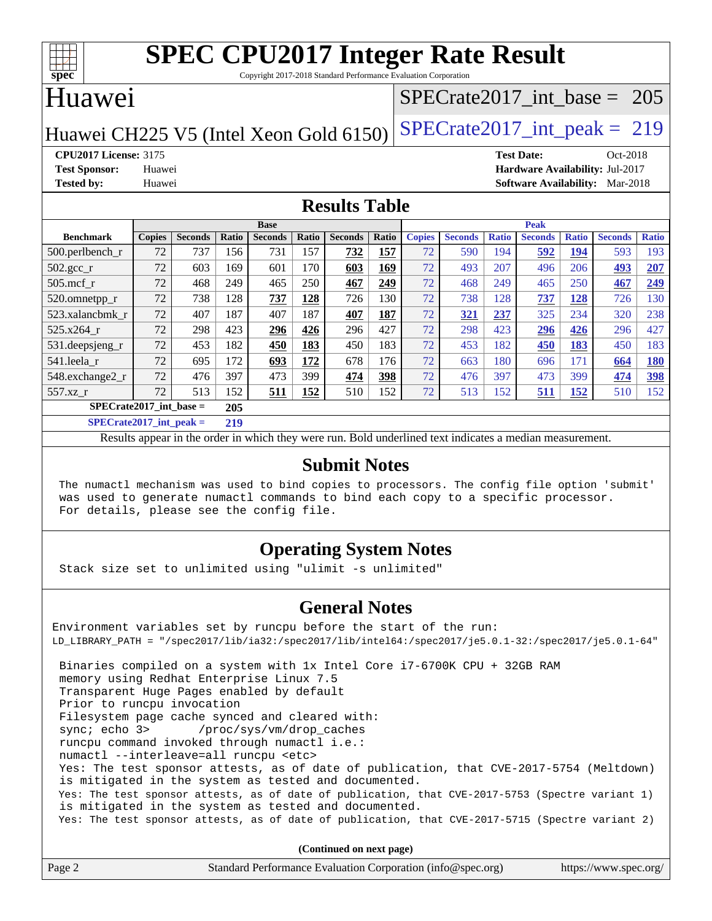# SPEC CPU2017 Integer Rate Result

Copyright 2017-2018 Standard Performance Evaluation Corporation

## Huawei

Huawei CH225 V5 (Intel Xeon Gold 6150)

SPECrate2017_int_base = 205

SPECrate2017_int_peak = 219

**CPU2017 License:** 3175
**Test Sponsor:** Huawei
**Tested by:** Huawei

**Test Date:** Oct-2018
**Hardware Availability:** Jul-2017
**Software Availability:** Mar-2018

## Results Table

| Benchmark | Base | | | | | | | Peak | | | | | | |
|---|---|---|---|---|---|---|---|---|---|---|---|---|---|---|
| | Copies | Seconds | Ratio | Seconds | Ratio | Seconds | Ratio | Copies | Seconds | Ratio | Seconds | Ratio | Seconds | Ratio |
| 500.perlbench_r | 72 | 737 | 156 | 731 | 157 | **732** | **157** | 72 | 590 | 194 | **592** | **194** | 593 | 193 |
| 502.gcc_r | 72 | 603 | 169 | 601 | 170 | **603** | **169** | 72 | 493 | 207 | 496 | 206 | **493** | **207** |
| 505.mcf_r | 72 | 468 | 249 | 465 | 250 | **467** | **249** | 72 | 468 | 249 | 465 | 250 | **467** | **249** |
| 520.omnetpp_r | 72 | 738 | 128 | **737** | **128** | 726 | 130 | 72 | 738 | 128 | **737** | **128** | 726 | 130 |
| 523.xalancbmk_r | 72 | 407 | 187 | 407 | 187 | **407** | **187** | 72 | **321** | **237** | 325 | 234 | 320 | 238 |
| 525.x264_r | 72 | 298 | 423 | **296** | **426** | 296 | 427 | 72 | 298 | 423 | **296** | **426** | 296 | 427 |
| 531.deepsjeng_r | 72 | 453 | 182 | **450** | **183** | 450 | 183 | 72 | 453 | 182 | **450** | **183** | 450 | 183 |
| 541.leela_r | 72 | 695 | 172 | **693** | **172** | 678 | 176 | 72 | 663 | 180 | 696 | 171 | **664** | **180** |
| 548.exchange2_r | 72 | 476 | 397 | 473 | 399 | **474** | **398** | 72 | 476 | 397 | 473 | 399 | **474** | **398** |
| 557.xz_r | 72 | 513 | 152 | **511** | **152** | 510 | 152 | 72 | 513 | 152 | **511** | **152** | 510 | 152 |

**SPECrate2017_int_base = 205**

**SPECrate2017_int_peak = 219**

Results appear in the order in which they were run. Bold underlined text indicates a median measurement.

## Submit Notes

```
The numactl mechanism was used to bind copies to processors. The config file option 'submit'
was used to generate numactl commands to bind each copy to a specific processor.
For details, please see the config file.
```

## Operating System Notes

```
Stack size set to unlimited using "ulimit -s unlimited"
```

## General Notes

```
Environment variables set by runcpu before the start of the run:
LD_LIBRARY_PATH = "/spec2017/lib/ia32:/spec2017/lib/intel64:/spec2017/je5.0.1-32:/spec2017/je5.0.1-64"

 Binaries compiled on a system with 1x Intel Core i7-6700K CPU + 32GB RAM
 memory using Redhat Enterprise Linux 7.5
 Transparent Huge Pages enabled by default
 Prior to runcpu invocation
 Filesystem page cache synced and cleared with:
 sync; echo 3>       /proc/sys/vm/drop_caches
 runcpu command invoked through numactl i.e.:
 numactl --interleave=all runcpu <etc>
 Yes: The test sponsor attests, as of date of publication, that CVE-2017-5754 (Meltdown)
 is mitigated in the system as tested and documented.
 Yes: The test sponsor attests, as of date of publication, that CVE-2017-5753 (Spectre variant 1)
 is mitigated in the system as tested and documented.
 Yes: The test sponsor attests, as of date of publication, that CVE-2017-5715 (Spectre variant 2)
```

**(Continued on next page)**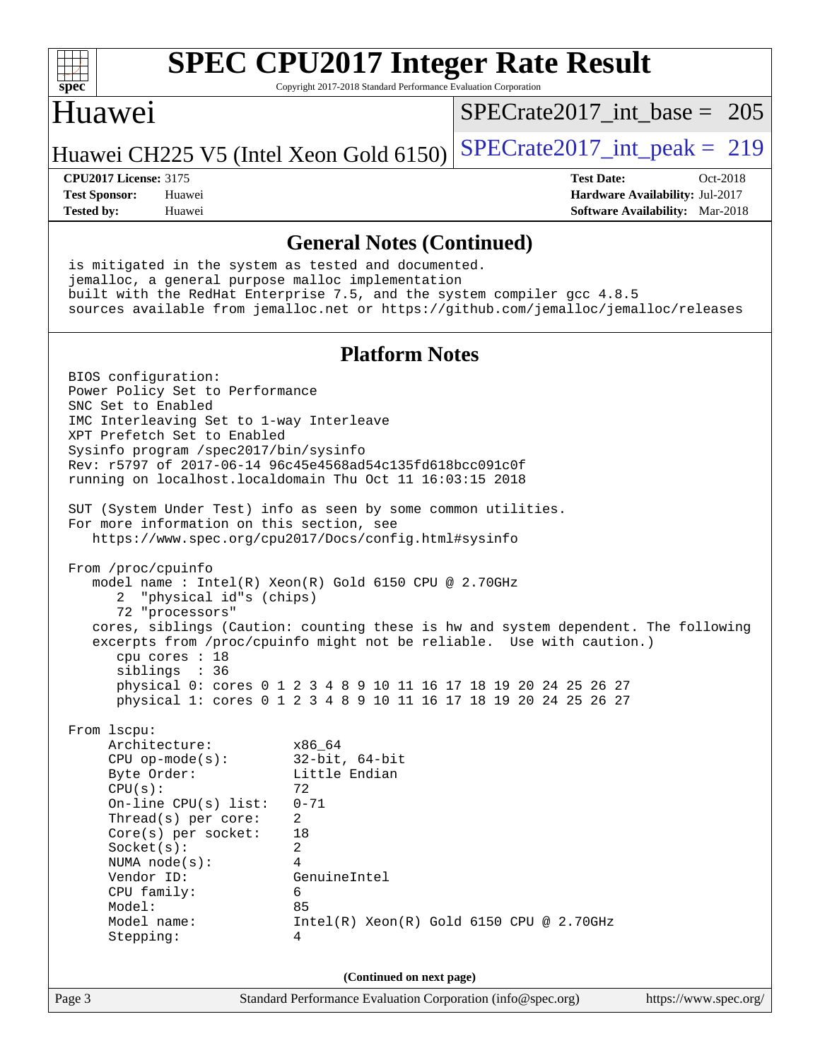## General Notes (Continued)

```
is mitigated in the system as tested and documented.
jemalloc, a general purpose malloc implementation
built with the RedHat Enterprise 7.5, and the system compiler gcc 4.8.5
sources available from jemalloc.net or https://github.com/jemalloc/jemalloc/releases
```

## Platform Notes

```
BIOS configuration:
Power Policy Set to Performance
SNC Set to Enabled
IMC Interleaving Set to 1-way Interleave
XPT Prefetch Set to Enabled
Sysinfo program /spec2017/bin/sysinfo
Rev: r5797 of 2017-06-14 96c45e4568ad54c135fd618bcc091c0f
running on localhost.localdomain Thu Oct 11 16:03:15 2018

SUT (System Under Test) info as seen by some common utilities.
For more information on this section, see
   https://www.spec.org/cpu2017/Docs/config.html#sysinfo

From /proc/cpuinfo
   model name : Intel(R) Xeon(R) Gold 6150 CPU @ 2.70GHz
      2  "physical id"s (chips)
      72 "processors"
   cores, siblings (Caution: counting these is hw and system dependent. The following
   excerpts from /proc/cpuinfo might not be reliable.  Use with caution.)
      cpu cores : 18
      siblings  : 36
      physical 0: cores 0 1 2 3 4 8 9 10 11 16 17 18 19 20 24 25 26 27
      physical 1: cores 0 1 2 3 4 8 9 10 11 16 17 18 19 20 24 25 26 27

From lscpu:
     Architecture:          x86_64
     CPU op-mode(s):        32-bit, 64-bit
     Byte Order:            Little Endian
     CPU(s):                72
     On-line CPU(s) list:   0-71
     Thread(s) per core:    2
     Core(s) per socket:    18
     Socket(s):             2
     NUMA node(s):          4
     Vendor ID:             GenuineIntel
     CPU family:            6
     Model:                 85
     Model name:            Intel(R) Xeon(R) Gold 6150 CPU @ 2.70GHz
     Stepping:              4
```

(Continued on next page)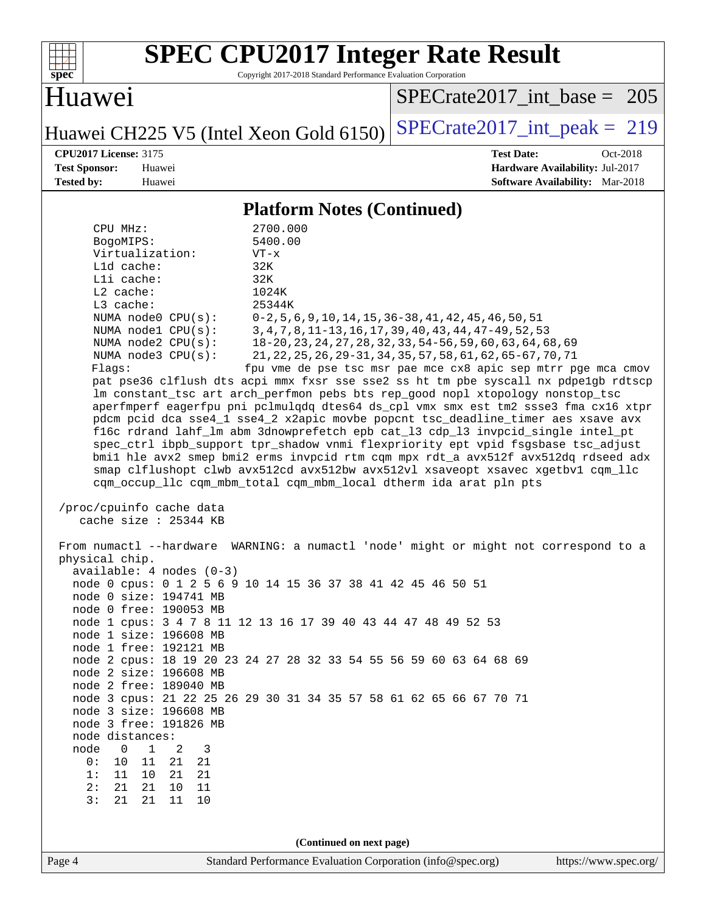# SPEC CPU2017 Integer Rate Result

Copyright 2017-2018 Standard Performance Evaluation Corporation

## Huawei

Huawei CH225 V5 (Intel Xeon Gold 6150)

SPECrate2017_int_base = 205

SPECrate2017_int_peak = 219

**CPU2017 License:** 3175
**Test Sponsor:** Huawei
**Tested by:** Huawei

**Test Date:** Oct-2018
**Hardware Availability:** Jul-2017
**Software Availability:** Mar-2018

### Platform Notes (Continued)

```
    CPU MHz:               2700.000
    BogoMIPS:              5400.00
    Virtualization:        VT-x
    L1d cache:             32K
    L1i cache:             32K
    L2 cache:              1024K
    L3 cache:              25344K
    NUMA node0 CPU(s):     0-2,5,6,9,10,14,15,36-38,41,42,45,46,50,51
    NUMA node1 CPU(s):     3,4,7,8,11-13,16,17,39,40,43,44,47-49,52,53
    NUMA node2 CPU(s):     18-20,23,24,27,28,32,33,54-56,59,60,63,64,68,69
    NUMA node3 CPU(s):     21,22,25,26,29-31,34,35,57,58,61,62,65-67,70,71
    Flags:                 fpu vme de pse tsc msr pae mce cx8 apic sep mtrr pge mca cmov
    pat pse36 clflush dts acpi mmx fxsr sse sse2 ss ht tm pbe syscall nx pdpe1gb rdtscp
    lm constant_tsc art arch_perfmon pebs bts rep_good nopl xtopology nonstop_tsc
    aperfmperf eagerfpu pni pclmulqdq dtes64 ds_cpl vmx smx est tm2 ssse3 fma cx16 xtpr
    pdcm pcid dca sse4_1 sse4_2 x2apic movbe popcnt tsc_deadline_timer aes xsave avx
    f16c rdrand lahf_lm abm 3dnowprefetch epb cat_l3 cdp_l3 invpcid_single intel_pt
    spec_ctrl ibpb_support tpr_shadow vnmi flexpriority ept vpid fsgsbase tsc_adjust
    bmi1 hle avx2 smep bmi2 erms invpcid rtm cqm mpx rdt_a avx512f avx512dq rdseed adx
    smap clflushopt clwb avx512cd avx512bw avx512vl xsaveopt xsavec xgetbv1 cqm_llc
    cqm_occup_llc cqm_mbm_total cqm_mbm_local dtherm ida arat pln pts

 /proc/cpuinfo cache data
    cache size : 25344 KB

 From numactl --hardware  WARNING: a numactl 'node' might or might not correspond to a
 physical chip.
   available: 4 nodes (0-3)
   node 0 cpus: 0 1 2 5 6 9 10 14 15 36 37 38 41 42 45 46 50 51
   node 0 size: 194741 MB
   node 0 free: 190053 MB
   node 1 cpus: 3 4 7 8 11 12 13 16 17 39 40 43 44 47 48 49 52 53
   node 1 size: 196608 MB
   node 1 free: 192121 MB
   node 2 cpus: 18 19 20 23 24 27 28 32 33 54 55 56 59 60 63 64 68 69
   node 2 size: 196608 MB
   node 2 free: 189040 MB
   node 3 cpus: 21 22 25 26 29 30 31 34 35 57 58 61 62 65 66 67 70 71
   node 3 size: 196608 MB
   node 3 free: 191826 MB
   node distances:
   node   0   1   2   3
     0:  10  11  21  21
     1:  11  10  21  21
     2:  21  21  10  11
     3:  21  21  11  10
```

(Continued on next page)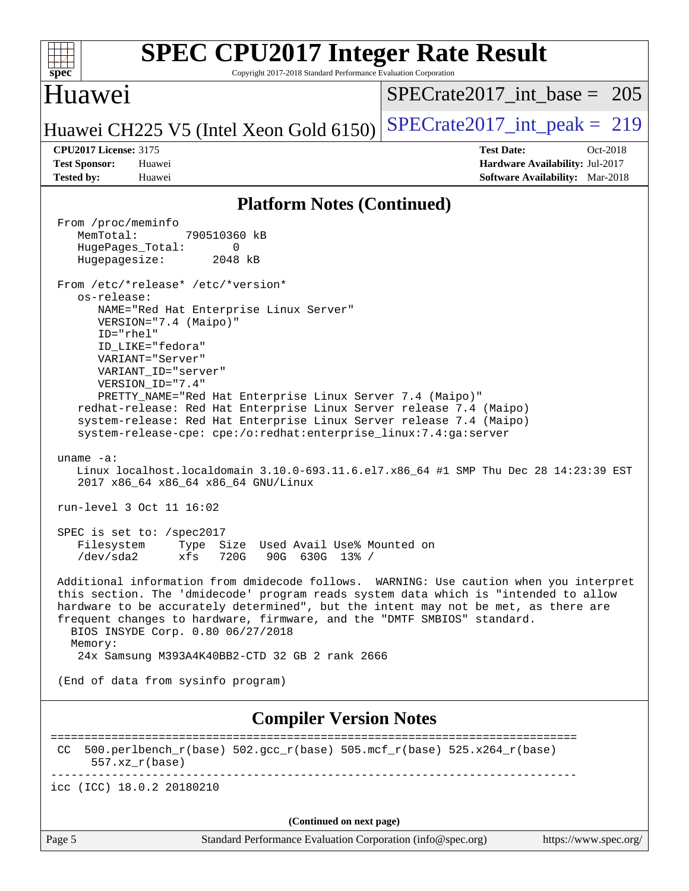# SPEC CPU2017 Integer Rate Result

Copyright 2017-2018 Standard Performance Evaluation Corporation

## Huawei

Huawei CH225 V5 (Intel Xeon Gold 6150)

SPECrate2017_int_base = 205

SPECrate2017_int_peak = 219

**CPU2017 License:** 3175
**Test Sponsor:** Huawei
**Tested by:** Huawei

**Test Date:** Oct-2018
**Hardware Availability:** Jul-2017
**Software Availability:** Mar-2018

## Platform Notes (Continued)

```
From /proc/meminfo
   MemTotal:       790510360 kB
   HugePages_Total:       0
   Hugepagesize:       2048 kB

From /etc/*release* /etc/*version*
   os-release:
      NAME="Red Hat Enterprise Linux Server"
      VERSION="7.4 (Maipo)"
      ID="rhel"
      ID_LIKE="fedora"
      VARIANT="Server"
      VARIANT_ID="server"
      VERSION_ID="7.4"
      PRETTY_NAME="Red Hat Enterprise Linux Server 7.4 (Maipo)"
   redhat-release: Red Hat Enterprise Linux Server release 7.4 (Maipo)
   system-release: Red Hat Enterprise Linux Server release 7.4 (Maipo)
   system-release-cpe: cpe:/o:redhat:enterprise_linux:7.4:ga:server

uname -a:
   Linux localhost.localdomain 3.10.0-693.11.6.el7.x86_64 #1 SMP Thu Dec 28 14:23:39 EST
   2017 x86_64 x86_64 x86_64 GNU/Linux

run-level 3 Oct 11 16:02

SPEC is set to: /spec2017
   Filesystem     Type  Size  Used Avail Use% Mounted on
   /dev/sda2      xfs   720G   90G  630G  13% /

Additional information from dmidecode follows.  WARNING: Use caution when you interpret
this section. The 'dmidecode' program reads system data which is "intended to allow
hardware to be accurately determined", but the intent may not be met, as there are
frequent changes to hardware, firmware, and the "DMTF SMBIOS" standard.
  BIOS INSYDE Corp. 0.80 06/27/2018
  Memory:
   24x Samsung M393A4K40BB2-CTD 32 GB 2 rank 2666

(End of data from sysinfo program)
```

## Compiler Version Notes

```
==============================================================================
 CC  500.perlbench_r(base) 502.gcc_r(base) 505.mcf_r(base) 525.x264_r(base)
      557.xz_r(base)
------------------------------------------------------------------------------
icc (ICC) 18.0.2 20180210
```

**(Continued on next page)**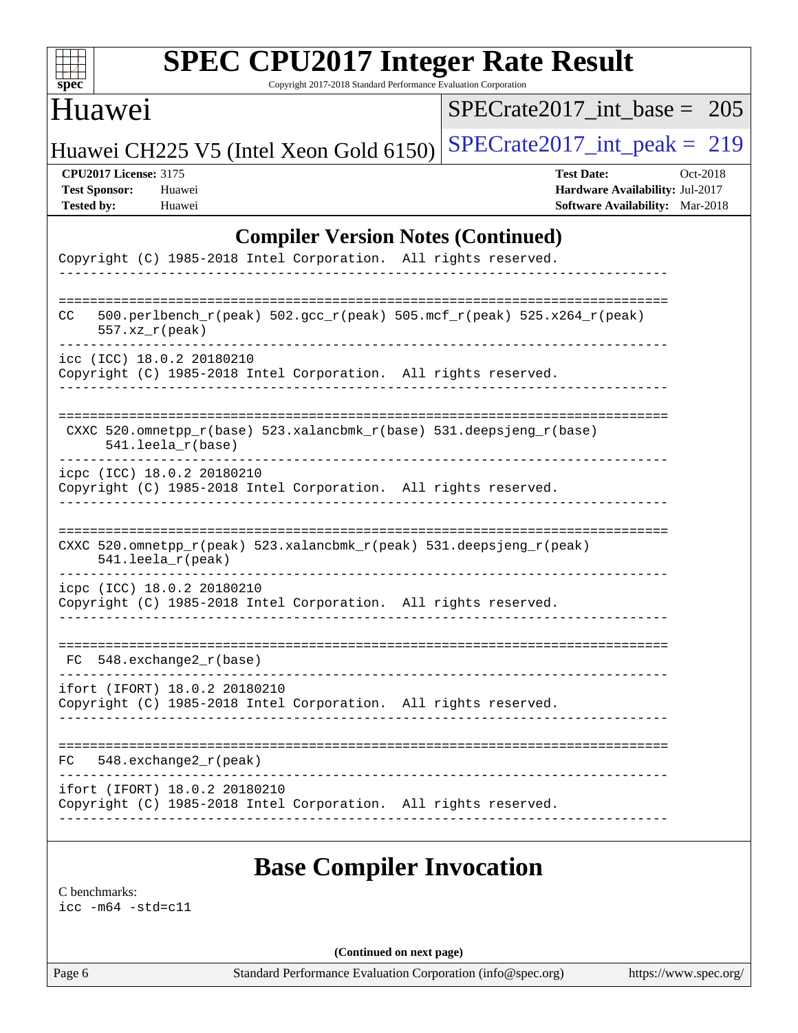## Compiler Version Notes (Continued)

```
Copyright (C) 1985-2018 Intel Corporation.  All rights reserved.
------------------------------------------------------------------------------

==============================================================================
CC   500.perlbench_r(peak) 502.gcc_r(peak) 505.mcf_r(peak) 525.x264_r(peak)
     557.xz_r(peak)
------------------------------------------------------------------------------
icc (ICC) 18.0.2 20180210
Copyright (C) 1985-2018 Intel Corporation.  All rights reserved.
------------------------------------------------------------------------------

==============================================================================
 CXXC 520.omnetpp_r(base) 523.xalancbmk_r(base) 531.deepsjeng_r(base)
      541.leela_r(base)
------------------------------------------------------------------------------
icpc (ICC) 18.0.2 20180210
Copyright (C) 1985-2018 Intel Corporation.  All rights reserved.
------------------------------------------------------------------------------

==============================================================================
CXXC 520.omnetpp_r(peak) 523.xalancbmk_r(peak) 531.deepsjeng_r(peak)
     541.leela_r(peak)
------------------------------------------------------------------------------
icpc (ICC) 18.0.2 20180210
Copyright (C) 1985-2018 Intel Corporation.  All rights reserved.
------------------------------------------------------------------------------

==============================================================================
 FC  548.exchange2_r(base)
------------------------------------------------------------------------------
ifort (IFORT) 18.0.2 20180210
Copyright (C) 1985-2018 Intel Corporation.  All rights reserved.
------------------------------------------------------------------------------

==============================================================================
FC   548.exchange2_r(peak)
------------------------------------------------------------------------------
ifort (IFORT) 18.0.2 20180210
Copyright (C) 1985-2018 Intel Corporation.  All rights reserved.
------------------------------------------------------------------------------
```

## Base Compiler Invocation

C benchmarks:
```
icc -m64 -std=c11
```

**(Continued on next page)**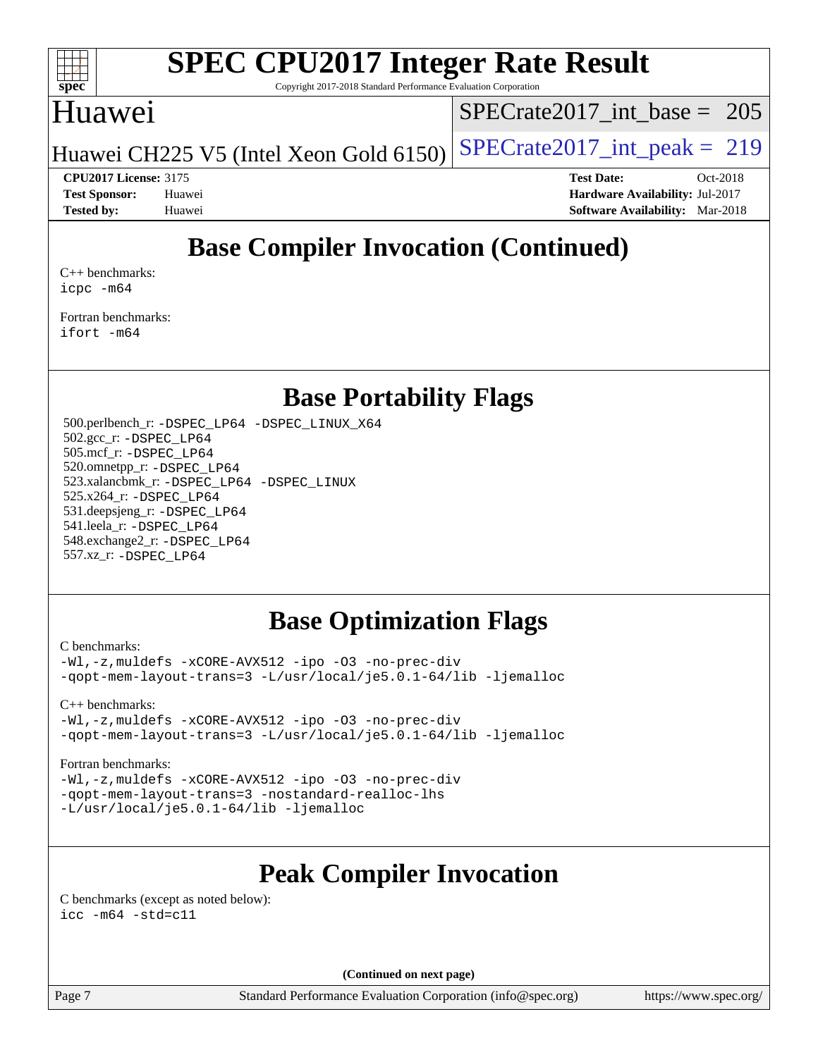# SPEC CPU2017 Integer Rate Result

Copyright 2017-2018 Standard Performance Evaluation Corporation

## Huawei

Huawei CH225 V5 (Intel Xeon Gold 6150)

SPECrate2017_int_base = 205

SPECrate2017_int_peak = 219

**CPU2017 License:** 3175
**Test Sponsor:** Huawei
**Tested by:** Huawei

**Test Date:** Oct-2018
**Hardware Availability:** Jul-2017
**Software Availability:** Mar-2018

## Base Compiler Invocation (Continued)

C++ benchmarks:
```
icpc -m64
```

Fortran benchmarks:
```
ifort -m64
```

## Base Portability Flags

500.perlbench_r: `-DSPEC_LP64 -DSPEC_LINUX_X64`
502.gcc_r: `-DSPEC_LP64`
505.mcf_r: `-DSPEC_LP64`
520.omnetpp_r: `-DSPEC_LP64`
523.xalancbmk_r: `-DSPEC_LP64 -DSPEC_LINUX`
525.x264_r: `-DSPEC_LP64`
531.deepsjeng_r: `-DSPEC_LP64`
541.leela_r: `-DSPEC_LP64`
548.exchange2_r: `-DSPEC_LP64`
557.xz_r: `-DSPEC_LP64`

## Base Optimization Flags

C benchmarks:
```
-Wl,-z,muldefs -xCORE-AVX512 -ipo -O3 -no-prec-div
-qopt-mem-layout-trans=3 -L/usr/local/je5.0.1-64/lib -ljemalloc
```

C++ benchmarks:
```
-Wl,-z,muldefs -xCORE-AVX512 -ipo -O3 -no-prec-div
-qopt-mem-layout-trans=3 -L/usr/local/je5.0.1-64/lib -ljemalloc
```

Fortran benchmarks:
```
-Wl,-z,muldefs -xCORE-AVX512 -ipo -O3 -no-prec-div
-qopt-mem-layout-trans=3 -nostandard-realloc-lhs
-L/usr/local/je5.0.1-64/lib -ljemalloc
```

## Peak Compiler Invocation

C benchmarks (except as noted below):
```
icc -m64 -std=c11
```

**(Continued on next page)**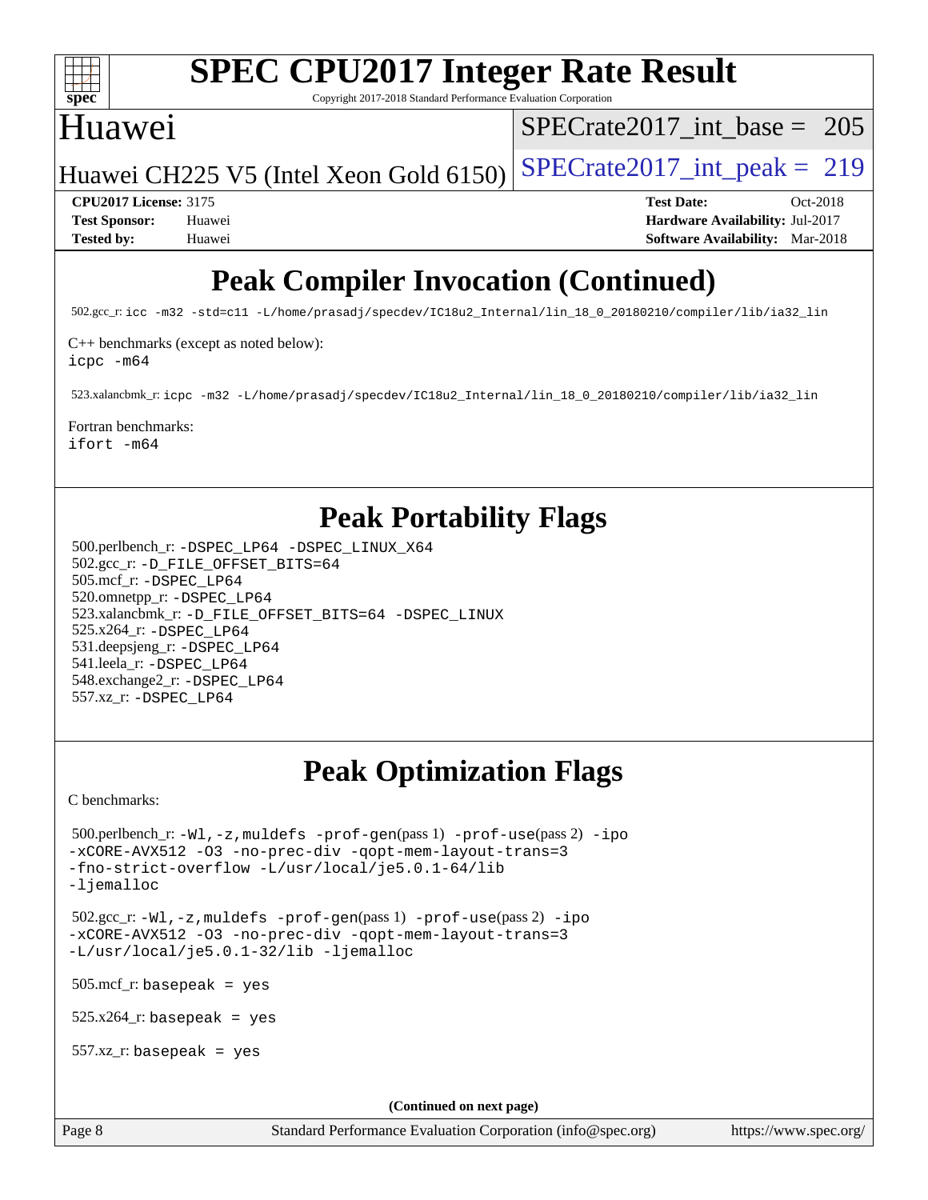# SPEC CPU2017 Integer Rate Result

Copyright 2017-2018 Standard Performance Evaluation Corporation

## Huawei

Huawei CH225 V5 (Intel Xeon Gold 6150)

SPECrate2017_int_base = 205

SPECrate2017_int_peak = 219

**CPU2017 License:** 3175
**Test Sponsor:** Huawei
**Tested by:** Huawei

**Test Date:** Oct-2018
**Hardware Availability:** Jul-2017
**Software Availability:** Mar-2018

## Peak Compiler Invocation (Continued)

502.gcc_r: `icc -m32 -std=c11 -L/home/prasadj/specdev/IC18u2_Internal/lin_18_0_20180210/compiler/lib/ia32_lin`

C++ benchmarks (except as noted below):
`icpc -m64`

523.xalancbmk_r: `icpc -m32 -L/home/prasadj/specdev/IC18u2_Internal/lin_18_0_20180210/compiler/lib/ia32_lin`

Fortran benchmarks:
`ifort -m64`

## Peak Portability Flags

500.perlbench_r: `-DSPEC_LP64 -DSPEC_LINUX_X64`
502.gcc_r: `-D_FILE_OFFSET_BITS=64`
505.mcf_r: `-DSPEC_LP64`
520.omnetpp_r: `-DSPEC_LP64`
523.xalancbmk_r: `-D_FILE_OFFSET_BITS=64 -DSPEC_LINUX`
525.x264_r: `-DSPEC_LP64`
531.deepsjeng_r: `-DSPEC_LP64`
541.leela_r: `-DSPEC_LP64`
548.exchange2_r: `-DSPEC_LP64`
557.xz_r: `-DSPEC_LP64`

## Peak Optimization Flags

C benchmarks:

500.perlbench_r: `-Wl,-z,muldefs -prof-gen`(pass 1) `-prof-use`(pass 2) `-ipo -xCORE-AVX512 -O3 -no-prec-div -qopt-mem-layout-trans=3 -fno-strict-overflow -L/usr/local/je5.0.1-64/lib -ljemalloc`

502.gcc_r: `-Wl,-z,muldefs -prof-gen`(pass 1) `-prof-use`(pass 2) `-ipo -xCORE-AVX512 -O3 -no-prec-div -qopt-mem-layout-trans=3 -L/usr/local/je5.0.1-32/lib -ljemalloc`

505.mcf_r: `basepeak = yes`

525.x264_r: `basepeak = yes`

557.xz_r: `basepeak = yes`

**(Continued on next page)**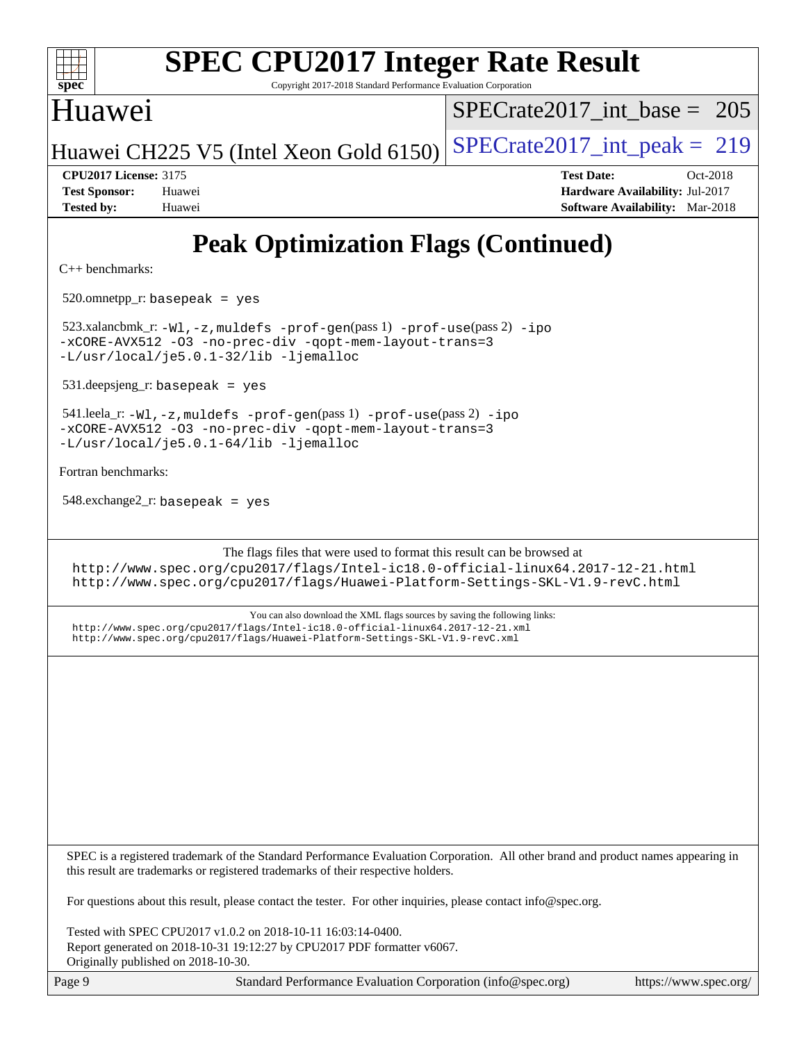# Peak Optimization Flags (Continued)

C++ benchmarks:

520.omnetpp_r: `basepeak = yes`

523.xalancbmk_r: `-Wl,-z,muldefs -prof-gen`(pass 1) `-prof-use`(pass 2) `-ipo -xCORE-AVX512 -O3 -no-prec-div -qopt-mem-layout-trans=3 -L/usr/local/je5.0.1-32/lib -ljemalloc`

531.deepsjeng_r: `basepeak = yes`

541.leela_r: `-Wl,-z,muldefs -prof-gen`(pass 1) `-prof-use`(pass 2) `-ipo -xCORE-AVX512 -O3 -no-prec-div -qopt-mem-layout-trans=3 -L/usr/local/je5.0.1-64/lib -ljemalloc`

Fortran benchmarks:

548.exchange2_r: `basepeak = yes`

The flags files that were used to format this result can be browsed at

http://www.spec.org/cpu2017/flags/Intel-ic18.0-official-linux64.2017-12-21.html
http://www.spec.org/cpu2017/flags/Huawei-Platform-Settings-SKL-V1.9-revC.html

You can also download the XML flags sources by saving the following links:

http://www.spec.org/cpu2017/flags/Intel-ic18.0-official-linux64.2017-12-21.xml
http://www.spec.org/cpu2017/flags/Huawei-Platform-Settings-SKL-V1.9-revC.xml

SPEC is a registered trademark of the Standard Performance Evaluation Corporation. All other brand and product names appearing in this result are trademarks or registered trademarks of their respective holders.

For questions about this result, please contact the tester. For other inquiries, please contact info@spec.org.

Tested with SPEC CPU2017 v1.0.2 on 2018-10-11 16:03:14-0400.
Report generated on 2018-10-31 19:12:27 by CPU2017 PDF formatter v6067.
Originally published on 2018-10-30.